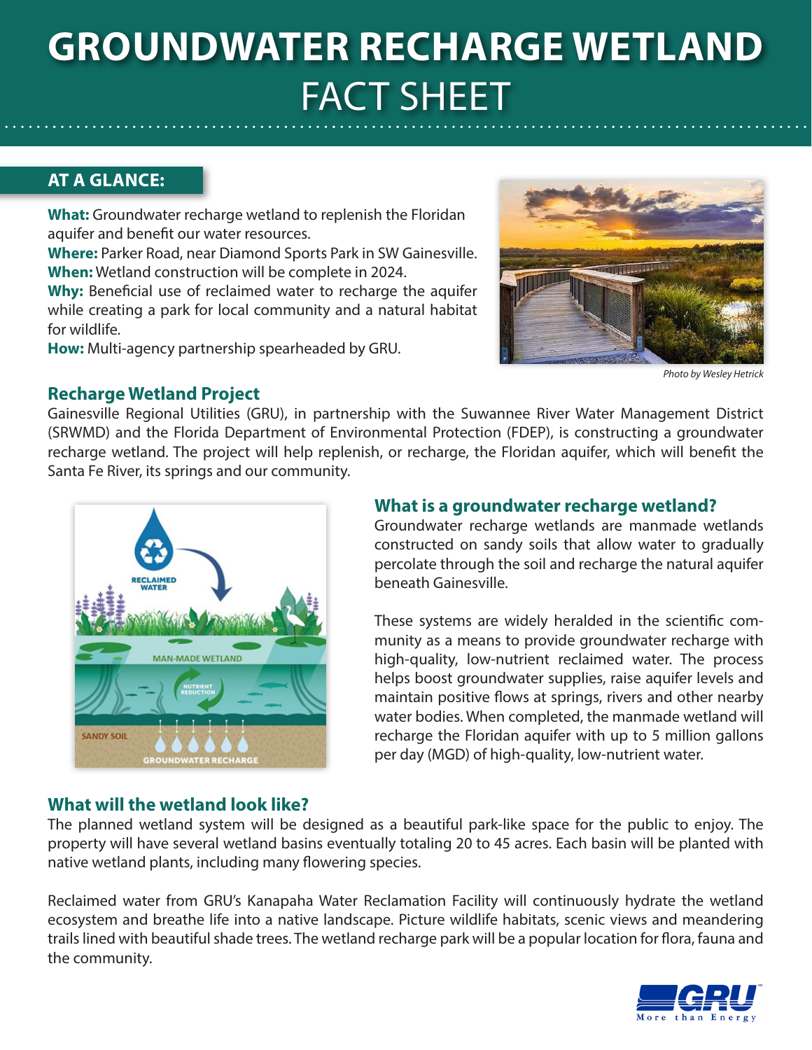# GROUNDWATER RECHARGE WETLAND FACT SHEET

## AT A GLANCE:

**What:** Groundwater recharge wetland to replenish the Floridan aquifer and benefit our water resources.
**Where:** Parker Road, near Diamond Sports Park in SW Gainesville.
**When:** Wetland construction will be complete in 2024.
**Why:** Beneficial use of reclaimed water to recharge the aquifer while creating a park for local community and a natural habitat for wildlife.
**How:** Multi-agency partnership spearheaded by GRU.

*Photo by Wesley Hetrick*

## Recharge Wetland Project

Gainesville Regional Utilities (GRU), in partnership with the Suwannee River Water Management District (SRWMD) and the Florida Department of Environmental Protection (FDEP), is constructing a groundwater recharge wetland. The project will help replenish, or recharge, the Floridan aquifer, which will benefit the Santa Fe River, its springs and our community.

RECLAIMED WATER
MAN-MADE WETLAND
NUTRIENT REDUCTION
SANDY SOIL
GROUNDWATER RECHARGE

## What is a groundwater recharge wetland?

Groundwater recharge wetlands are manmade wetlands constructed on sandy soils that allow water to gradually percolate through the soil and recharge the natural aquifer beneath Gainesville.

These systems are widely heralded in the scientific community as a means to provide groundwater recharge with high-quality, low-nutrient reclaimed water. The process helps boost groundwater supplies, raise aquifer levels and maintain positive flows at springs, rivers and other nearby water bodies. When completed, the manmade wetland will recharge the Floridan aquifer with up to 5 million gallons per day (MGD) of high-quality, low-nutrient water.

## What will the wetland look like?

The planned wetland system will be designed as a beautiful park-like space for the public to enjoy. The property will have several wetland basins eventually totaling 20 to 45 acres. Each basin will be planted with native wetland plants, including many flowering species.

Reclaimed water from GRU's Kanapaha Water Reclamation Facility will continuously hydrate the wetland ecosystem and breathe life into a native landscape. Picture wildlife habitats, scenic views and meandering trails lined with beautiful shade trees. The wetland recharge park will be a popular location for flora, fauna and the community.

GRU More than Energy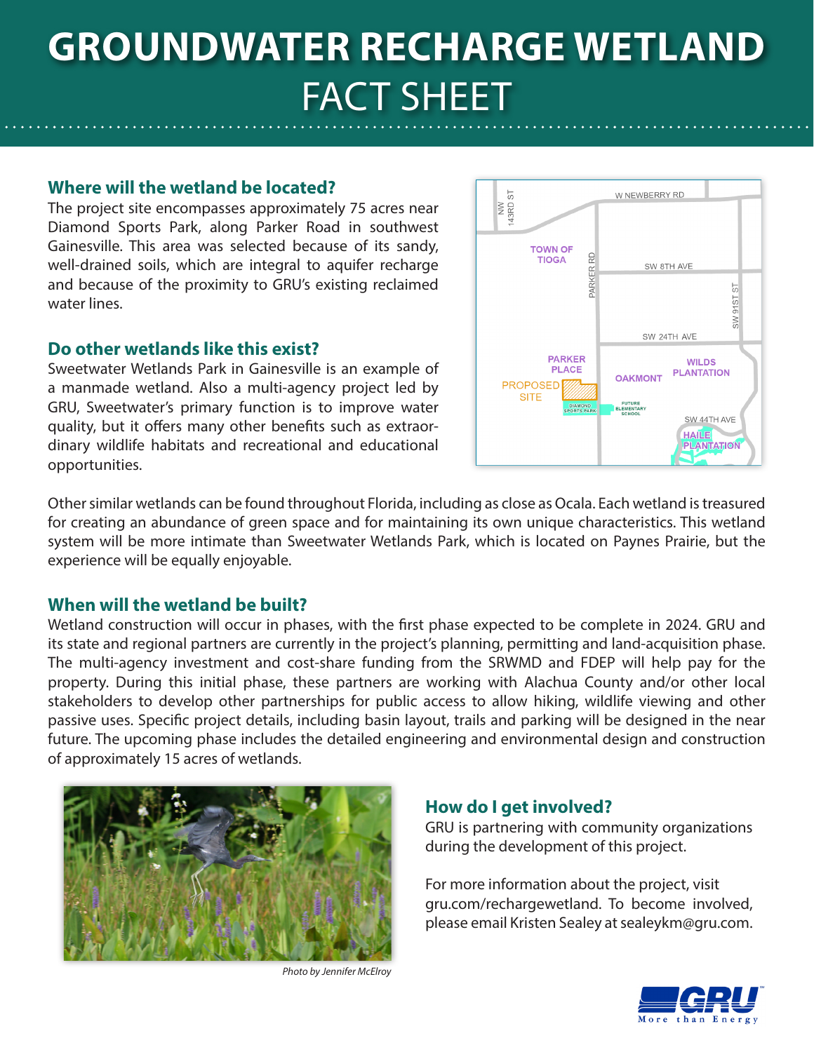# GROUNDWATER RECHARGE WETLAND FACT SHEET

## Where will the wetland be located?

The project site encompasses approximately 75 acres near Diamond Sports Park, along Parker Road in southwest Gainesville. This area was selected because of its sandy, well-drained soils, which are integral to aquifer recharge and because of the proximity to GRU's existing reclaimed water lines.

W NEWBERRY RD
NW 143RD ST
TOWN OF TIOGA
PARKER RD
SW 8TH AVE
SW 91ST ST
SW 24TH AVE
PARKER PLACE
PROPOSED SITE
OAKMONT
WILDS PLANTATION
DIAMOND SPORTS PARK
FUTURE ELEMENTARY SCHOOL
SW 44TH AVE
HAILE PLANTATION

## Do other wetlands like this exist?

Sweetwater Wetlands Park in Gainesville is an example of a manmade wetland. Also a multi-agency project led by GRU, Sweetwater's primary function is to improve water quality, but it offers many other benefits such as extraordinary wildlife habitats and recreational and educational opportunities.

Other similar wetlands can be found throughout Florida, including as close as Ocala. Each wetland is treasured for creating an abundance of green space and for maintaining its own unique characteristics. This wetland system will be more intimate than Sweetwater Wetlands Park, which is located on Paynes Prairie, but the experience will be equally enjoyable.

## When will the wetland be built?

Wetland construction will occur in phases, with the first phase expected to be complete in 2024. GRU and its state and regional partners are currently in the project's planning, permitting and land-acquisition phase. The multi-agency investment and cost-share funding from the SRWMD and FDEP will help pay for the property. During this initial phase, these partners are working with Alachua County and/or other local stakeholders to develop other partnerships for public access to allow hiking, wildlife viewing and other passive uses. Specific project details, including basin layout, trails and parking will be designed in the near future. The upcoming phase includes the detailed engineering and environmental design and construction of approximately 15 acres of wetlands.

*Photo by Jennifer McElroy*

## How do I get involved?

GRU is partnering with community organizations during the development of this project.

For more information about the project, visit gru.com/rechargewetland. To become involved, please email Kristen Sealey at sealeykm@gru.com.

GRU More than Energy